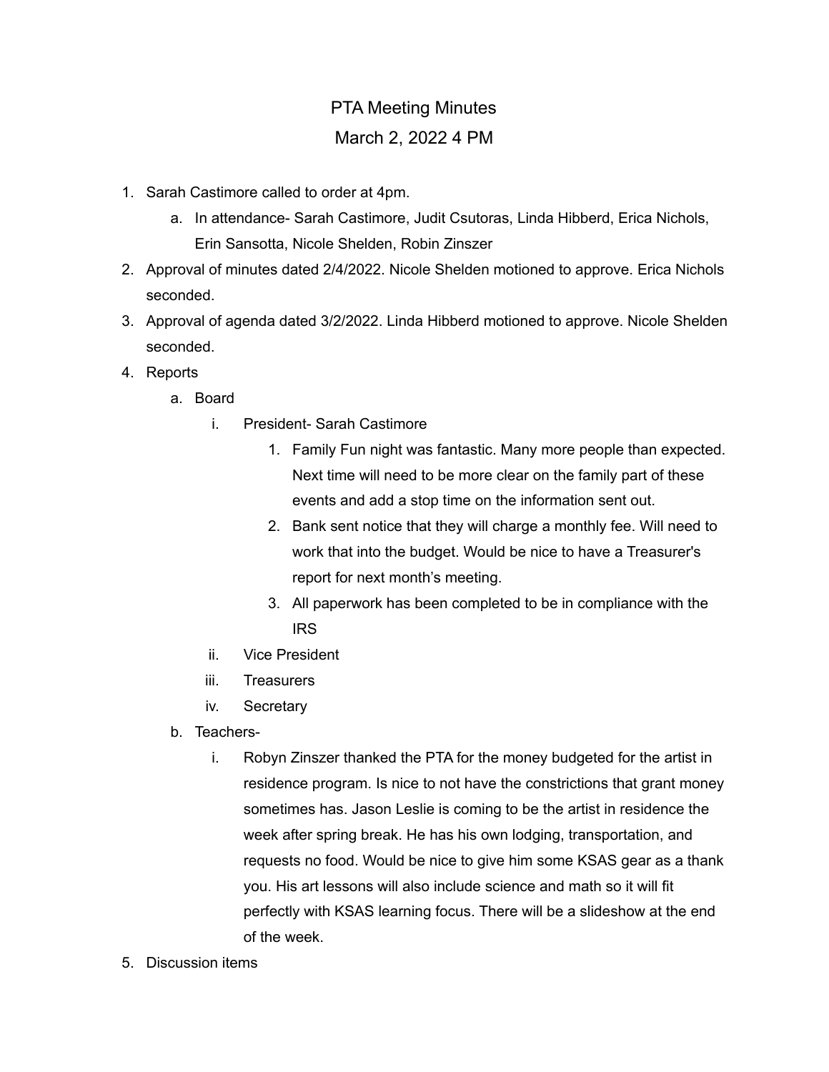# PTA Meeting Minutes

## March 2, 2022 4 PM

1. Sarah Castimore called to order at 4pm.
    a. In attendance- Sarah Castimore, Judit Csutoras, Linda Hibberd, Erica Nichols, Erin Sansotta, Nicole Shelden, Robin Zinszer
2. Approval of minutes dated 2/4/2022. Nicole Shelden motioned to approve. Erica Nichols seconded.
3. Approval of agenda dated 3/2/2022. Linda Hibberd motioned to approve. Nicole Shelden seconded.
4. Reports
    a. Board
        i. President- Sarah Castimore
            1. Family Fun night was fantastic. Many more people than expected. Next time will need to be more clear on the family part of these events and add a stop time on the information sent out.
            2. Bank sent notice that they will charge a monthly fee. Will need to work that into the budget. Would be nice to have a Treasurer's report for next month's meeting.
            3. All paperwork has been completed to be in compliance with the IRS
        ii. Vice President
        iii. Treasurers
        iv. Secretary
    b. Teachers-
        i. Robyn Zinszer thanked the PTA for the money budgeted for the artist in residence program. Is nice to not have the constrictions that grant money sometimes has. Jason Leslie is coming to be the artist in residence the week after spring break. He has his own lodging, transportation, and requests no food. Would be nice to give him some KSAS gear as a thank you. His art lessons will also include science and math so it will fit perfectly with KSAS learning focus. There will be a slideshow at the end of the week.
5. Discussion items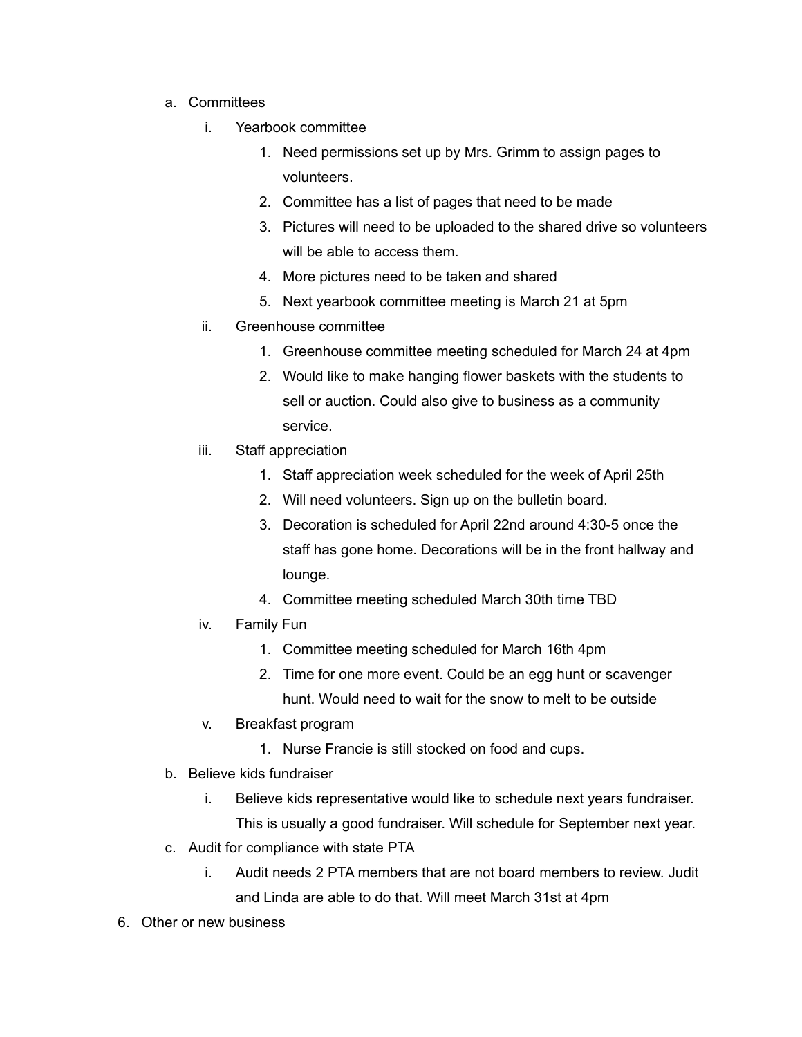a. Committees
      i. Yearbook committee
         1. Need permissions set up by Mrs. Grimm to assign pages to volunteers.
         2. Committee has a list of pages that need to be made
         3. Pictures will need to be uploaded to the shared drive so volunteers will be able to access them.
         4. More pictures need to be taken and shared
         5. Next yearbook committee meeting is March 21 at 5pm
      ii. Greenhouse committee
         1. Greenhouse committee meeting scheduled for March 24 at 4pm
         2. Would like to make hanging flower baskets with the students to sell or auction. Could also give to business as a community service.
      iii. Staff appreciation
         1. Staff appreciation week scheduled for the week of April 25th
         2. Will need volunteers. Sign up on the bulletin board.
         3. Decoration is scheduled for April 22nd around 4:30-5 once the staff has gone home. Decorations will be in the front hallway and lounge.
         4. Committee meeting scheduled March 30th time TBD
      iv. Family Fun
         1. Committee meeting scheduled for March 16th 4pm
         2. Time for one more event. Could be an egg hunt or scavenger hunt. Would need to wait for the snow to melt to be outside
      v. Breakfast program
         1. Nurse Francie is still stocked on food and cups.
   b. Believe kids fundraiser
      i. Believe kids representative would like to schedule next years fundraiser. This is usually a good fundraiser. Will schedule for September next year.
   c. Audit for compliance with state PTA
      i. Audit needs 2 PTA members that are not board members to review. Judit and Linda are able to do that. Will meet March 31st at 4pm

6. Other or new business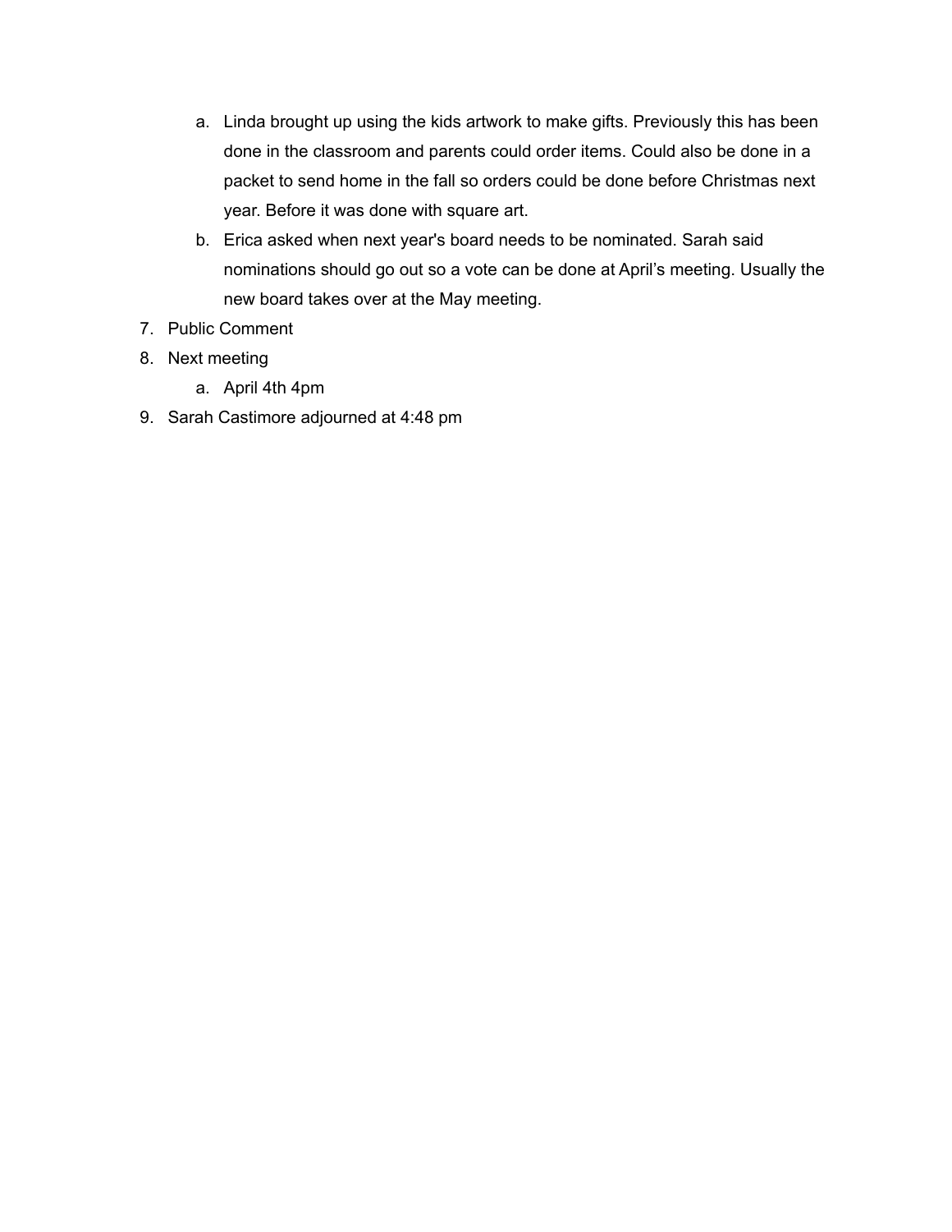a. Linda brought up using the kids artwork to make gifts. Previously this has been done in the classroom and parents could order items. Could also be done in a packet to send home in the fall so orders could be done before Christmas next year. Before it was done with square art.
   b. Erica asked when next year's board needs to be nominated. Sarah said nominations should go out so a vote can be done at April's meeting. Usually the new board takes over at the May meeting.

7. Public Comment
8. Next meeting
   a. April 4th 4pm
9. Sarah Castimore adjourned at 4:48 pm